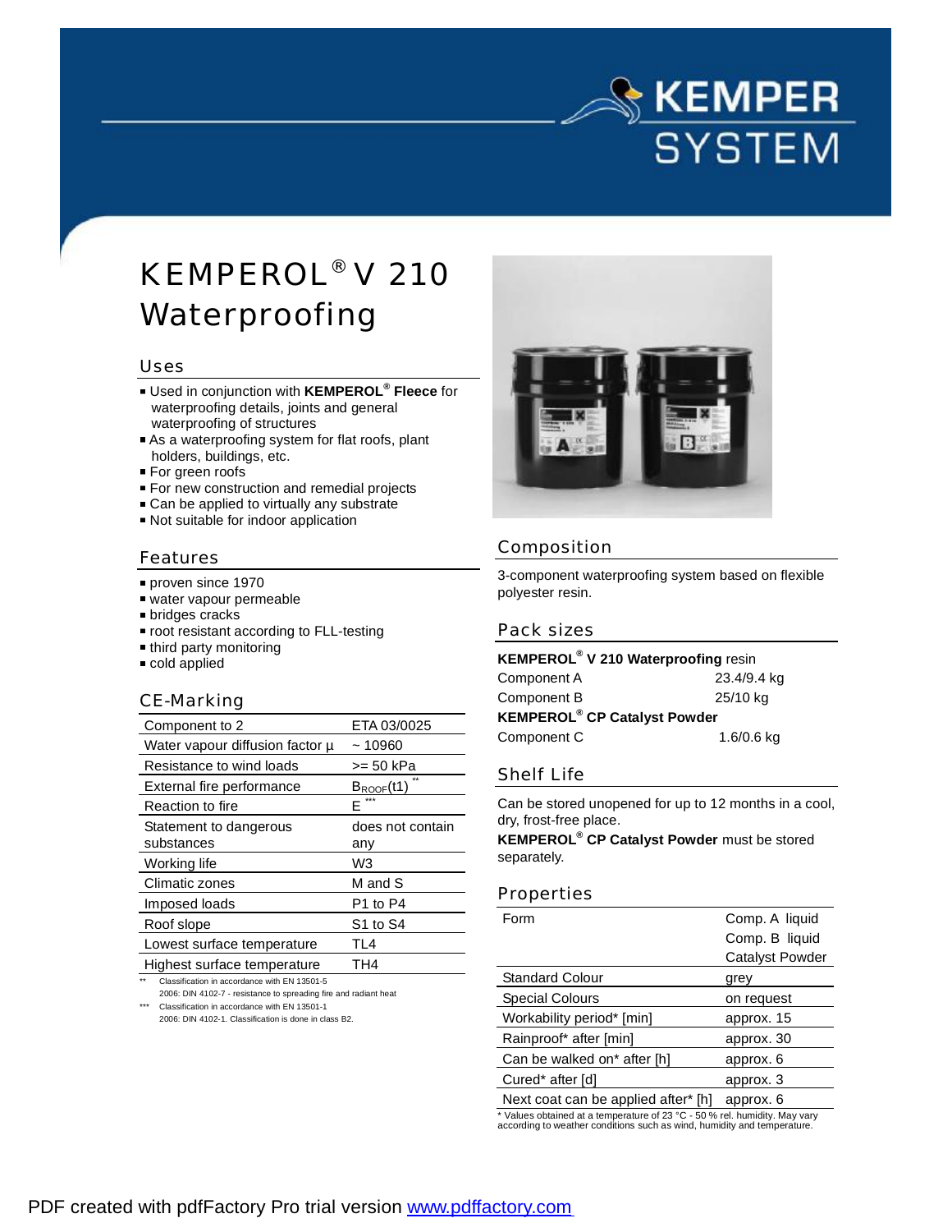# KEMPEROL® V 210 Waterproofing

## Uses

- Used in conjunction with **KEMPEROL® Fleece** for waterproofing details, joints and general waterproofing of structures
- As a waterproofing system for flat roofs, plant holders, buildings, etc.
- For green roofs
- For new construction and remedial projects
- Can be applied to virtually any substrate
- Not suitable for indoor application

## Features

- proven since 1970
- water vapour permeable
- bridges cracks
- root resistant according to FLL-testing
- third party monitoring
- cold applied

## CE-Marking

| | |
|---|---|
| Component to 2 | ETA 03/0025 |
| Water vapour diffusion factor µ | ~ 10960 |
| Resistance to wind loads | >= 50 kPa |
| External fire performance | $B_{ROOF}$(t1) ** |
| Reaction to fire | E *** |
| Statement to dangerous substances | does not contain any |
| Working life | W3 |
| Climatic zones | M and S |
| Imposed loads | P1 to P4 |
| Roof slope | S1 to S4 |
| Lowest surface temperature | TL4 |
| Highest surface temperature | TH4 |

** Classification in accordance with EN 13501-5
2006: DIN 4102-7 - resistance to spreading fire and radiant heat

*** Classification in accordance with EN 13501-1
2006: DIN 4102-1. Classification is done in class B2.

## Composition

3-component waterproofing system based on flexible polyester resin.

## Pack sizes

**KEMPEROL® V 210 Waterproofing** resin

| | |
|---|---|
| Component A | 23.4/9.4 kg |
| Component B | 25/10 kg |

**KEMPEROL® CP Catalyst Powder**

| | |
|---|---|
| Component C | 1.6/0.6 kg |

## Shelf Life

Can be stored unopened for up to 12 months in a cool, dry, frost-free place.

**KEMPEROL® CP Catalyst Powder** must be stored separately.

## Properties

| | |
|---|---|
| Form | Comp. A liquid<br>Comp. B liquid<br>Catalyst Powder |
| Standard Colour | grey |
| Special Colours | on request |
| Workability period* [min] | approx. 15 |
| Rainproof* after [min] | approx. 30 |
| Can be walked on* after [h] | approx. 6 |
| Cured* after [d] | approx. 3 |
| Next coat can be applied after* [h] | approx. 6 |

\* Values obtained at a temperature of 23 °C - 50 % rel. humidity. May vary according to weather conditions such as wind, humidity and temperature.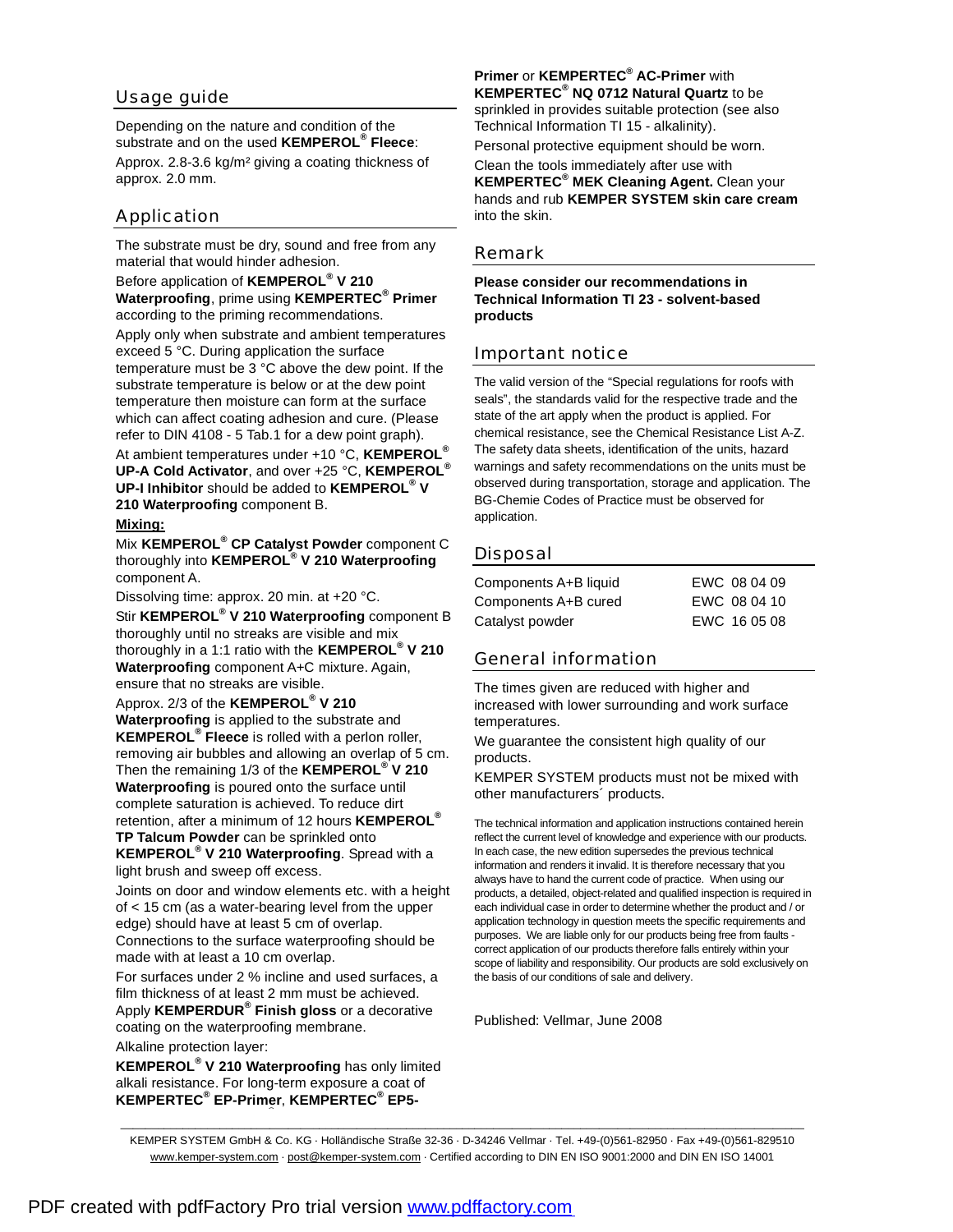## Usage guide

Depending on the nature and condition of the substrate and on the used **KEMPEROL® Fleece**:

Approx. 2.8-3.6 kg/m² giving a coating thickness of approx. 2.0 mm.

## Application

The substrate must be dry, sound and free from any material that would hinder adhesion.

Before application of **KEMPEROL® V 210 Waterproofing**, prime using **KEMPERTEC® Primer** according to the priming recommendations.

Apply only when substrate and ambient temperatures exceed 5 °C. During application the surface temperature must be 3 °C above the dew point. If the substrate temperature is below or at the dew point temperature then moisture can form at the surface which can affect coating adhesion and cure. (Please refer to DIN 4108 - 5 Tab.1 for a dew point graph).

At ambient temperatures under +10 °C, **KEMPEROL® UP-A Cold Activator**, and over +25 °C, **KEMPEROL® UP-I Inhibitor** should be added to **KEMPEROL® V 210 Waterproofing** component B.

**Mixing:**

Mix **KEMPEROL® CP Catalyst Powder** component C thoroughly into **KEMPEROL® V 210 Waterproofing** component A.

Dissolving time: approx. 20 min. at +20 °C.

Stir **KEMPEROL® V 210 Waterproofing** component B thoroughly until no streaks are visible and mix thoroughly in a 1:1 ratio with the **KEMPEROL® V 210 Waterproofing** component A+C mixture. Again, ensure that no streaks are visible.

Approx. 2/3 of the **KEMPEROL® V 210 Waterproofing** is applied to the substrate and **KEMPEROL® Fleece** is rolled with a perlon roller, removing air bubbles and allowing an overlap of 5 cm. Then the remaining 1/3 of the **KEMPEROL® V 210 Waterproofing** is poured onto the surface until complete saturation is achieved. To reduce dirt retention, after a minimum of 12 hours **KEMPEROL® TP Talcum Powder** can be sprinkled onto **KEMPEROL® V 210 Waterproofing**. Spread with a light brush and sweep off excess.

Joints on door and window elements etc. with a height of < 15 cm (as a water-bearing level from the upper edge) should have at least 5 cm of overlap.

Connections to the surface waterproofing should be made with at least a 10 cm overlap.

For surfaces under 2 % incline and used surfaces, a film thickness of at least 2 mm must be achieved. Apply **KEMPERDUR® Finish gloss** or a decorative coating on the waterproofing membrane.

Alkaline protection layer:

**KEMPEROL® V 210 Waterproofing** has only limited alkali resistance. For long-term exposure a coat of **KEMPERTEC® EP-Primer**, **KEMPERTEC® EP5-Primer** or **KEMPERTEC® AC-Primer** with **KEMPERTEC® NQ 0712 Natural Quartz** to be sprinkled in provides suitable protection (see also Technical Information TI 15 - alkalinity).

Personal protective equipment should be worn.

Clean the tools immediately after use with **KEMPERTEC® MEK Cleaning Agent.** Clean your hands and rub **KEMPER SYSTEM skin care cream** into the skin.

## Remark

**Please consider our recommendations in Technical Information TI 23 - solvent-based products**

## Important notice

The valid version of the "Special regulations for roofs with seals", the standards valid for the respective trade and the state of the art apply when the product is applied. For chemical resistance, see the Chemical Resistance List A-Z. The safety data sheets, identification of the units, hazard warnings and safety recommendations on the units must be observed during transportation, storage and application. The BG-Chemie Codes of Practice must be observed for application.

## Disposal

| | |
|---|---|
| Components A+B liquid | EWC 08 04 09 |
| Components A+B cured | EWC 08 04 10 |
| Catalyst powder | EWC 16 05 08 |

## General information

The times given are reduced with higher and increased with lower surrounding and work surface temperatures.

We guarantee the consistent high quality of our products.

KEMPER SYSTEM products must not be mixed with other manufacturers´ products.

The technical information and application instructions contained herein reflect the current level of knowledge and experience with our products. In each case, the new edition supersedes the previous technical information and renders it invalid. It is therefore necessary that you always have to hand the current code of practice. When using our products, a detailed, object-related and qualified inspection is required in each individual case in order to determine whether the product and / or application technology in question meets the specific requirements and purposes. We are liable only for our products being free from faults - correct application of our products therefore falls entirely within your scope of liability and responsibility. Our products are sold exclusively on the basis of our conditions of sale and delivery.

Published: Vellmar, June 2008

KEMPER SYSTEM GmbH & Co. KG · Holländische Straße 32-36 · D-34246 Vellmar · Tel. +49-(0)561-82950 · Fax +49-(0)561-829510
www.kemper-system.com · post@kemper-system.com · Certified according to DIN EN ISO 9001:2000 and DIN EN ISO 14001